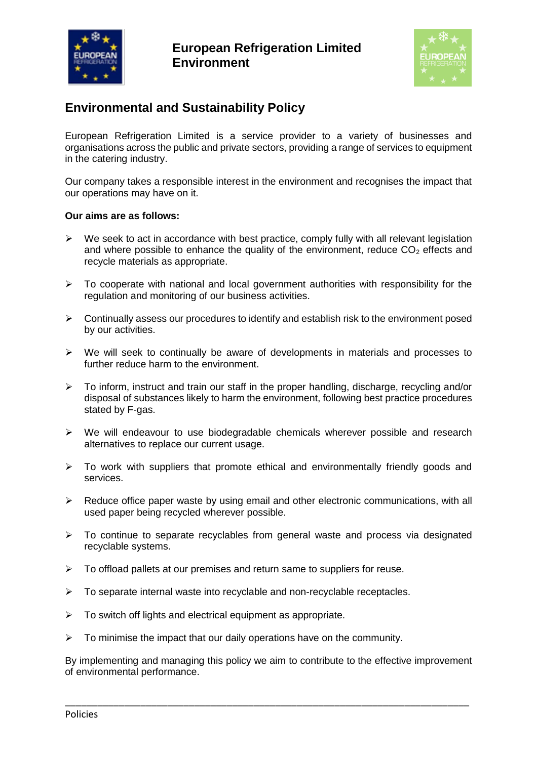**European Refrigeration Limited**
**Environment**

## Environmental and Sustainability Policy

European Refrigeration Limited is a service provider to a variety of businesses and organisations across the public and private sectors, providing a range of services to equipment in the catering industry.

Our company takes a responsible interest in the environment and recognises the impact that our operations may have on it.

**Our aims are as follows:**

- We seek to act in accordance with best practice, comply fully with all relevant legislation and where possible to enhance the quality of the environment, reduce $CO_2$ effects and recycle materials as appropriate.
- To cooperate with national and local government authorities with responsibility for the regulation and monitoring of our business activities.
- Continually assess our procedures to identify and establish risk to the environment posed by our activities.
- We will seek to continually be aware of developments in materials and processes to further reduce harm to the environment.
- To inform, instruct and train our staff in the proper handling, discharge, recycling and/or disposal of substances likely to harm the environment, following best practice procedures stated by F-gas.
- We will endeavour to use biodegradable chemicals wherever possible and research alternatives to replace our current usage.
- To work with suppliers that promote ethical and environmentally friendly goods and services.
- Reduce office paper waste by using email and other electronic communications, with all used paper being recycled wherever possible.
- To continue to separate recyclables from general waste and process via designated recyclable systems.
- To offload pallets at our premises and return same to suppliers for reuse.
- To separate internal waste into recyclable and non-recyclable receptacles.
- To switch off lights and electrical equipment as appropriate.
- To minimise the impact that our daily operations have on the community.

By implementing and managing this policy we aim to contribute to the effective improvement of environmental performance.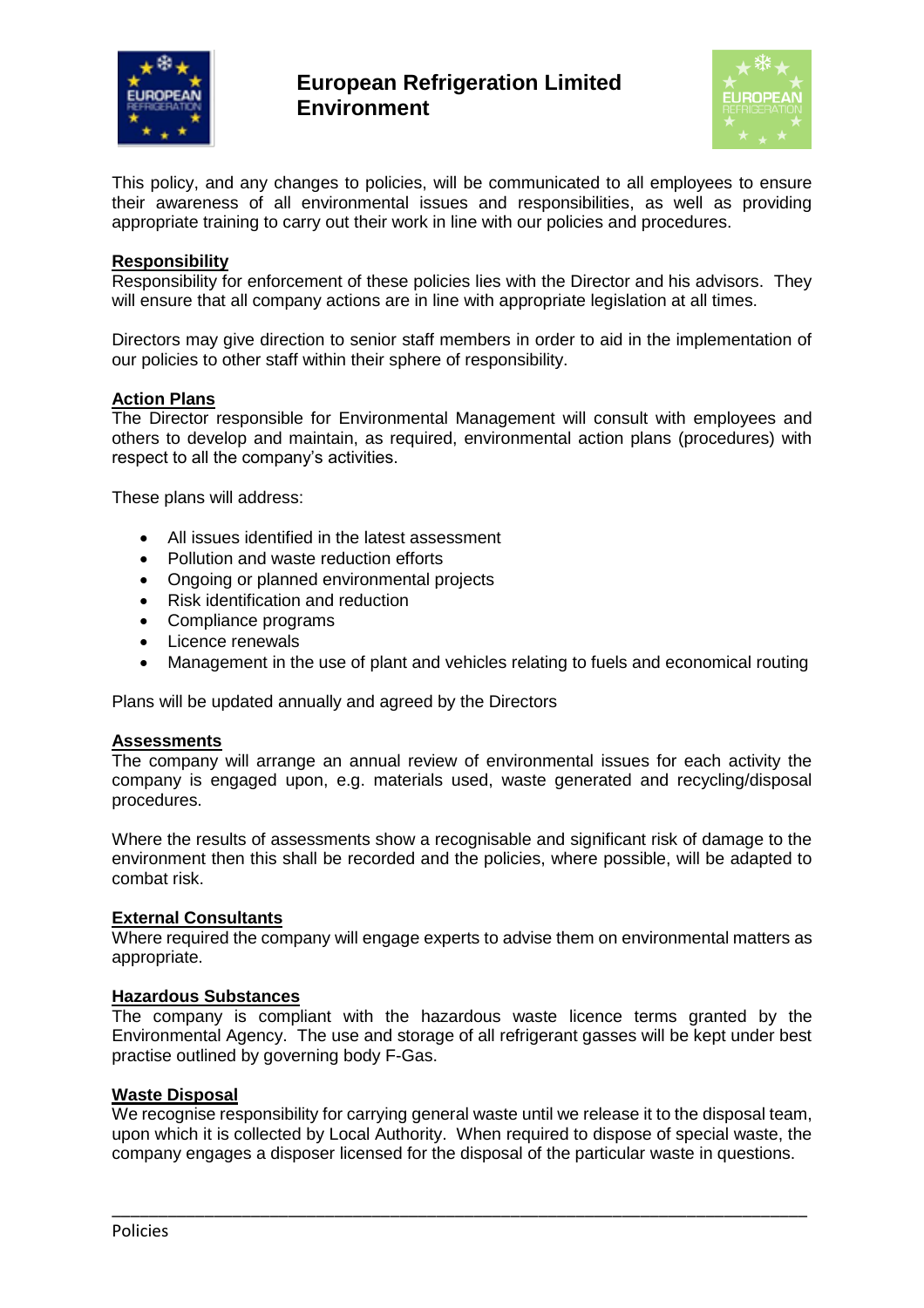# European Refrigeration Limited Environment

This policy, and any changes to policies, will be communicated to all employees to ensure their awareness of all environmental issues and responsibilities, as well as providing appropriate training to carry out their work in line with our policies and procedures.

## Responsibility

Responsibility for enforcement of these policies lies with the Director and his advisors. They will ensure that all company actions are in line with appropriate legislation at all times.

Directors may give direction to senior staff members in order to aid in the implementation of our policies to other staff within their sphere of responsibility.

## Action Plans

The Director responsible for Environmental Management will consult with employees and others to develop and maintain, as required, environmental action plans (procedures) with respect to all the company's activities.

These plans will address:

- All issues identified in the latest assessment
- Pollution and waste reduction efforts
- Ongoing or planned environmental projects
- Risk identification and reduction
- Compliance programs
- Licence renewals
- Management in the use of plant and vehicles relating to fuels and economical routing

Plans will be updated annually and agreed by the Directors

## Assessments

The company will arrange an annual review of environmental issues for each activity the company is engaged upon, e.g. materials used, waste generated and recycling/disposal procedures.

Where the results of assessments show a recognisable and significant risk of damage to the environment then this shall be recorded and the policies, where possible, will be adapted to combat risk.

## External Consultants

Where required the company will engage experts to advise them on environmental matters as appropriate.

## Hazardous Substances

The company is compliant with the hazardous waste licence terms granted by the Environmental Agency. The use and storage of all refrigerant gasses will be kept under best practise outlined by governing body F-Gas.

## Waste Disposal

We recognise responsibility for carrying general waste until we release it to the disposal team, upon which it is collected by Local Authority. When required to dispose of special waste, the company engages a disposer licensed for the disposal of the particular waste in questions.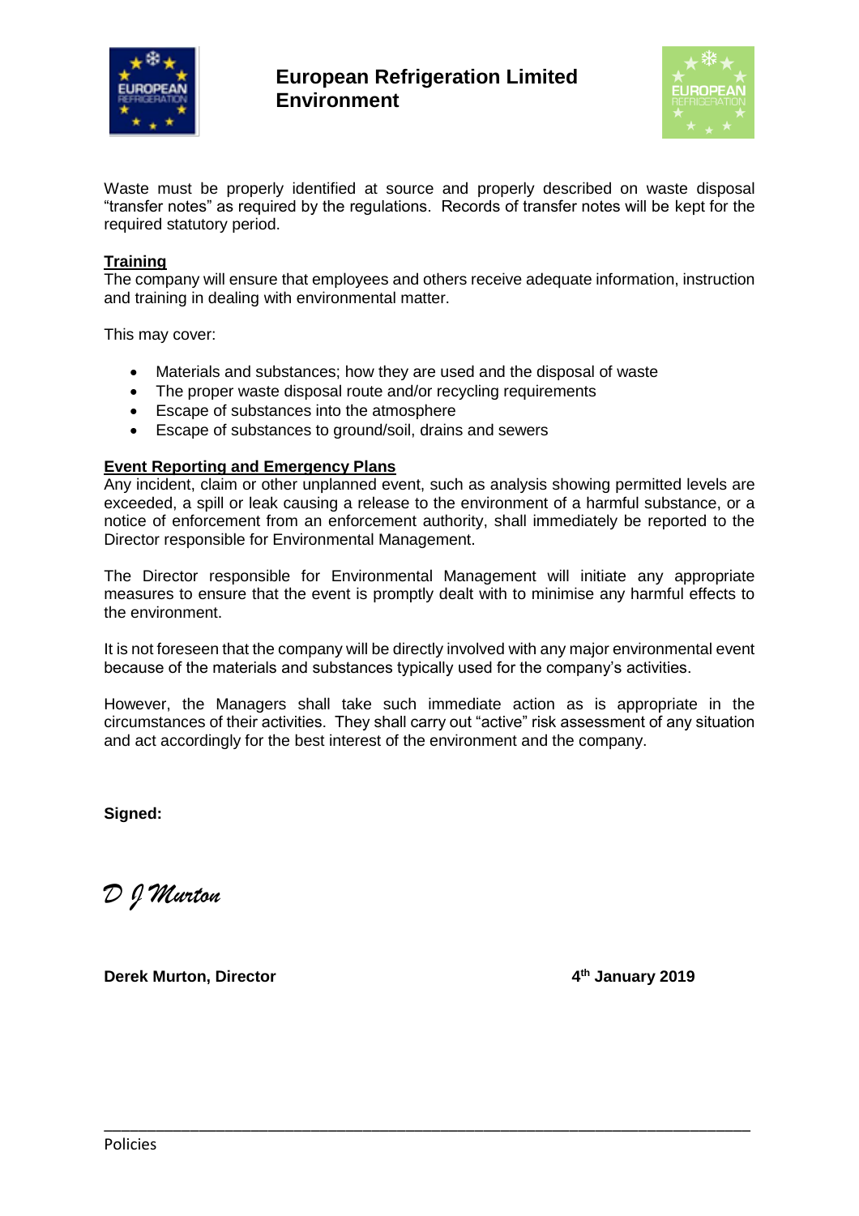Waste must be properly identified at source and properly described on waste disposal "transfer notes" as required by the regulations. Records of transfer notes will be kept for the required statutory period.

**Training**

The company will ensure that employees and others receive adequate information, instruction and training in dealing with environmental matter.

This may cover:

- Materials and substances; how they are used and the disposal of waste
- The proper waste disposal route and/or recycling requirements
- Escape of substances into the atmosphere
- Escape of substances to ground/soil, drains and sewers

**Event Reporting and Emergency Plans**

Any incident, claim or other unplanned event, such as analysis showing permitted levels are exceeded, a spill or leak causing a release to the environment of a harmful substance, or a notice of enforcement from an enforcement authority, shall immediately be reported to the Director responsible for Environmental Management.

The Director responsible for Environmental Management will initiate any appropriate measures to ensure that the event is promptly dealt with to minimise any harmful effects to the environment.

It is not foreseen that the company will be directly involved with any major environmental event because of the materials and substances typically used for the company's activities.

However, the Managers shall take such immediate action as is appropriate in the circumstances of their activities. They shall carry out "active" risk assessment of any situation and act accordingly for the best interest of the environment and the company.

**Signed:**

*D J Murton*

**Derek Murton, Director** **4th January 2019**